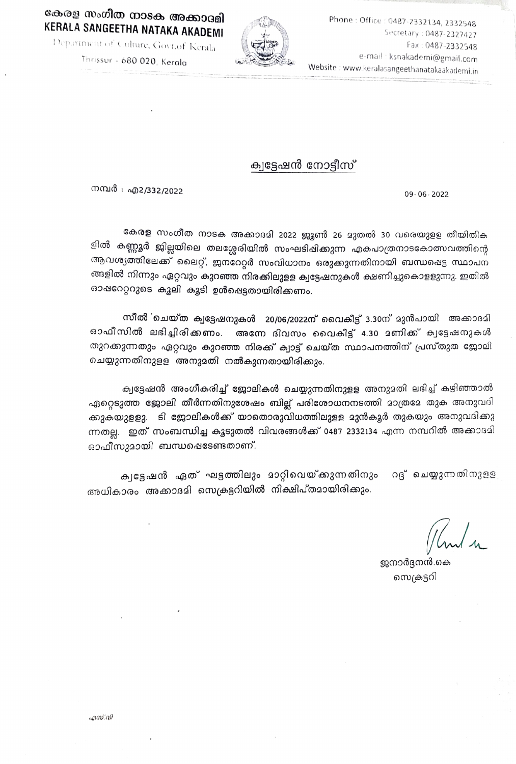കേരള സംഗീത നാടക അക്കാദമി
**KERALA SANGEETHA NATAKA AKADEMI**
Department of Culture, Govt.of Kerala
Thrissur - 680 020, Kerala

Phone : Office : 0487-2332134, 2332548
Secretary : 0487-2327427
Fax : 0487-2332548
e-mail : ksnakademi@gmail.com
Website : www.keralasangeethanatakaakademi.in

## ക്വട്ടേഷൻ നോട്ടീസ്

നമ്പർ : എ2/332/2022

09-06-2022

**കേരള സംഗീത നാടക അക്കാദമി** 2022 ജൂൺ 26 മുതൽ 30 വരെയുള്ള തീയിതികളിൽ **കണ്ണൂർ ജില്ലയിലെ** തലശ്ശേരിയിൽ സംഘടിപ്പിക്കുന്ന ഏകപാത്രനാടകോത്സവത്തിന്റെ ആവശ്യത്തിലേക്ക് ലൈറ്റ്, ജനറേറ്റർ സംവിധാനം ഒരുക്കുന്നതിനായി ബന്ധപ്പെട്ട സ്ഥാപനങ്ങളിൽ നിന്നും ഏറ്റവും കുറഞ്ഞ നിരക്കിലുള്ള ക്വട്ടേഷനുകൾ ക്ഷണിച്ചുകൊള്ളുന്നു. ഇതിൽ ഓപ്പറേറ്ററുടെ കൂലി കൂടി ഉൾപ്പെട്ടതായിരിക്കണം.

**സീൽ ചെയ്ത ക്വട്ടേഷനുകൾ 20/06/2022ന് വൈകീട്ട് 3.30ന് മുൻപായി** അക്കാദമി ഓഫീസിൽ ലഭിച്ചിരിക്കണം. അന്നേ ദിവസം വൈകീട്ട് 4.30 മണിക്ക് ക്വട്ടേഷനുകൾ തുറക്കുന്നതും ഏറ്റവും കുറഞ്ഞ നിരക്ക് ക്വാട്ട് ചെയ്ത സ്ഥാപനത്തിന് പ്രസ്തുത ജോലി ചെയ്യുന്നതിനുള്ള അനുമതി നൽകുന്നതായിരിക്കും.

ക്വട്ടേഷൻ അംഗീകരിച്ച് ജോലികൾ ചെയ്യുന്നതിനുള്ള അനുമതി ലഭിച്ച് കഴിഞ്ഞാൽ ഏറ്റെടുത്ത ജോലി തീർന്നതിനുശേഷം ബില്ല് പരിശോധനനടത്തി മാത്രമേ തുക അനുവദിക്കുകയുള്ളു. ടി ജോലികൾക്ക് യാതൊരുവിധത്തിലുള്ള മുൻകൂർ തുകയും അനുവദിക്കുന്നതല്ല. ഇത് സംബന്ധിച്ച കൂടുതൽ വിവരങ്ങൾക്ക് 0487 2332134 എന്ന നമ്പറിൽ അക്കാദമി ഓഫീസുമായി ബന്ധപ്പെടേണ്ടതാണ്.

ക്വട്ടേഷൻ ഏത് ഘട്ടത്തിലും മാറ്റിവെയ്ക്കുന്നതിനും റദ്ദ് ചെയ്യുന്നതിനുള്ള അധികാരം അക്കാദമി സെക്രട്ടറിയിൽ നിക്ഷിപ്തമായിരിക്കും.

ജനാർദ്ദനൻ.കെ
സെക്രട്ടറി

എസ്‌വി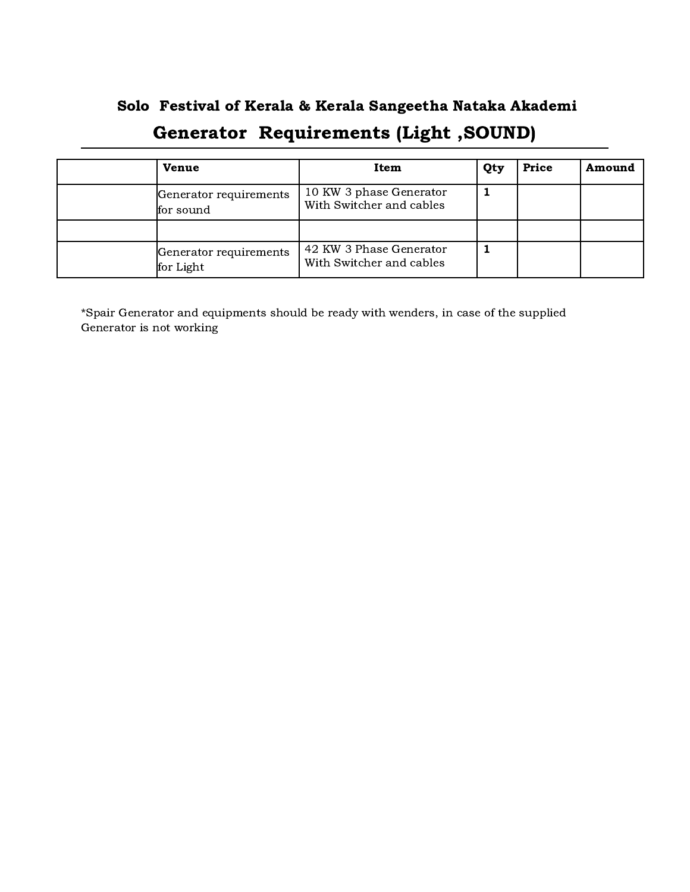## Solo Festival of Kerala & Kerala Sangeetha Nataka Akademi

# Generator Requirements (Light ,SOUND)

| | Venue | Item | Qty | Price | Amound |
|---|---|---|---|---|---|
| | Generator requirements for sound | 10 KW 3 phase Generator With Switcher and cables | **1** | | |
| | | | | | |
| | Generator requirements for Light | 42 KW 3 Phase Generator With Switcher and cables | **1** | | |

*Spair Generator and equipments should be ready with wenders, in case of the supplied Generator is not working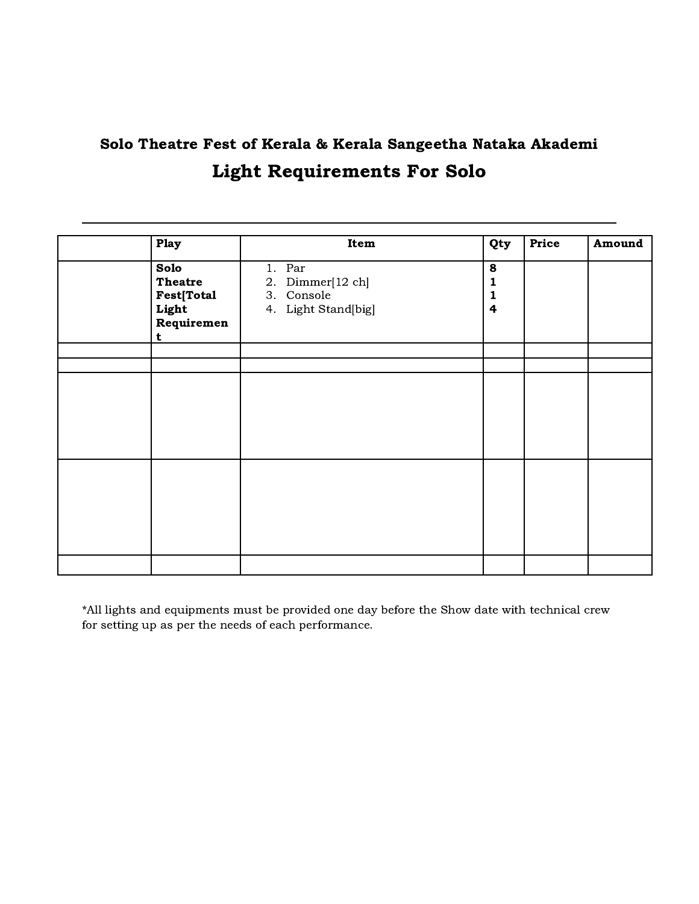## Solo Theatre Fest of Kerala & Kerala Sangeetha Nataka Akademi

# Light Requirements For Solo

---

| | Play | Item | Qty | Price | Amound |
|---|---|---|---|---|---|
| | **Solo Theatre Fest[Total Light Requirement** | 1. Par<br>2. Dimmer[12 ch]<br>3. Console<br>4. Light Stand[big] | **8**<br>**1**<br>**1**<br>**4** | | |
| | | | | | |
| | | | | | |
| | | | | | |
| | | | | | |
| | | | | | |

*All lights and equipments must be provided one day before the Show date with technical crew for setting up as per the needs of each performance.